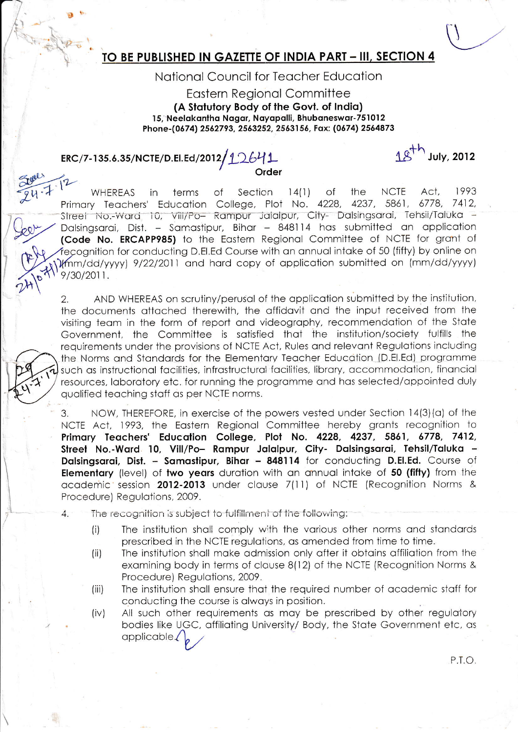**TO BE PUBLISHED IN GAZETTE OF INDIA PART – III, SECTION 4**

National Council for Teacher Education

Eastern Regional Committee

**(A Statutory Body of the Govt. of India)**

**15, Neelakantha Nagar, Nayapalli, Bhubaneswar-751012**

**Phone-(0674) 2562793, 2563252, 2563156, Fax: (0674) 2564873**

**ERC/7-135.6.35/NCTE/D.El.Ed/2012/12641** **18th July, 2012**

**Order**

WHEREAS in terms of Section 14(1) of the NCTE Act, 1993 Primary Teachers' Education College, Plot No. 4228, 4237, 5861, 6778, 7412, Street No.-Ward 10, Vill/Po– Rampur Jalalpur, City- Dalsingsarai, Tehsil/Taluka – Dalsingsarai, Dist. – Samastipur, Bihar – 848114 has submitted an application **(Code No. ERCAPP985)** to the Eastern Regional Committee of NCTE for grant of recognition for conducting D.El.Ed Course with an annual intake of 50 (fifty) by online on (mm/dd/yyyy) 9/22/2011 and hard copy of application submitted on (mm/dd/yyyy) 9/30/2011.

2. AND WHEREAS on scrutiny/perusal of the application submitted by the institution, the documents attached therewith, the affidavit and the input received from the visiting team in the form of report and videography, recommendation of the State Government, the Committee is satisfied that the institution/society fulfills the requirements under the provisions of NCTE Act, Rules and relevant Regulations including the Norms and Standards for the Elementary Teacher Education (D.El.Ed) programme such as instructional facilities, infrastructural facilities, library, accommodation, financial resources, laboratory etc. for running the programme and has selected/appointed duly qualified teaching staff as per NCTE norms.

3. NOW, THEREFORE, in exercise of the powers vested under Section 14(3)(a) of the NCTE Act, 1993, the Eastern Regional Committee hereby grants recognition to **Primary Teachers' Education College, Plot No. 4228, 4237, 5861, 6778, 7412, Street No.-Ward 10, Vill/Po– Rampur Jalalpur, City- Dalsingsarai, Tehsil/Taluka – Dalsingsarai, Dist. – Samastipur, Bihar – 848114** for conducting **D.El.Ed.** Course of **Elementary** (level) of **two years** duration with an annual intake of **50 (fifty)** from the academic session **2012-2013** under clause 7(11) of NCTE (Recognition Norms & Procedure) Regulations, 2009.

4. The recognition is subject to fulfillment of the following:

(i) The institution shall comply with the various other norms and standards prescribed in the NCTE regulations, as amended from time to time.

(ii) The institution shall make admission only after it obtains affiliation from the examining body in terms of clause 8(12) of the NCTE (Recognition Norms & Procedure) Regulations, 2009.

(iii) The institution shall ensure that the required number of academic staff for conducting the course is always in position.

(iv) All such other requirements as may be prescribed by other regulatory bodies like UGC, affiliating University/ Body, the State Government etc, as applicable.

P.T.O.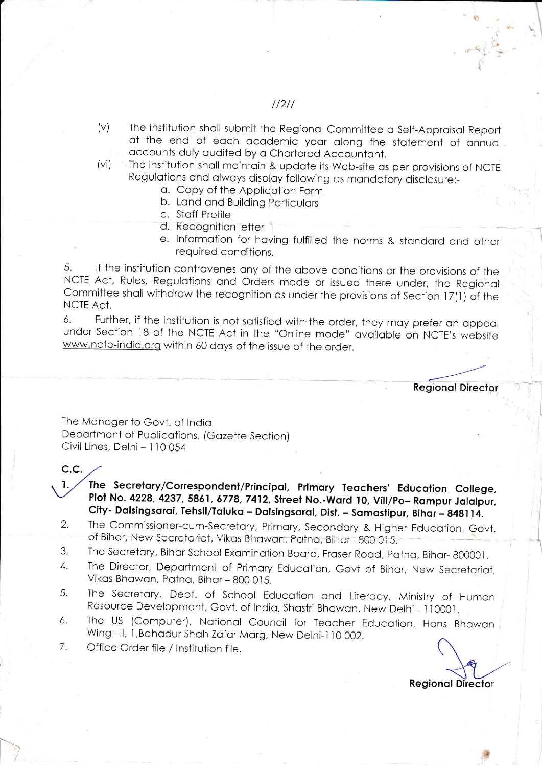(v) The institution shall submit the Regional Committee a Self-Appraisal Report at the end of each academic year along the statement of annual accounts duly audited by a Chartered Accountant.

(vi) The institution shall maintain & update its Web-site as per provisions of NCTE Regulations and always display following as mandatory disclosure:-

a. Copy of the Application Form
b. Land and Building Particulars
c. Staff Profile
d. Recognition letter
e. Information for having fulfilled the norms & standard and other required conditions.

5. If the institution contravenes any of the above conditions or the provisions of the NCTE Act, Rules, Regulations and Orders made or issued there under, the Regional Committee shall withdraw the recognition as under the provisions of Section 17(1) of the NCTE Act.

6. Further, if the institution is not satisfied with the order, they may prefer an appeal under Section 18 of the NCTE Act in the "Online mode" available on NCTE's website www.ncte-india.org within 60 days of the issue of the order.

**Regional Director**

The Manager to Govt. of India
Department of Publications, (Gazette Section)
Civil Lines, Delhi – 110 054

**C.C.**

1. **The Secretary/Correspondent/Principal, Primary Teachers' Education College, Plot No. 4228, 4237, 5861, 6778, 7412, Street No.-Ward 10, Vill/Po– Rampur Jalalpur, City- Dalsingsarai, Tehsil/Taluka – Dalsingsarai, Dist. – Samastipur, Bihar – 848114.**
2. The Commissioner-cum-Secretary, Primary, Secondary & Higher Education, Govt. of Bihar, New Secretariat, Vikas Bhawan, Patna, Bihar– 800 015.
3. The Secretary, Bihar School Examination Board, Fraser Road, Patna, Bihar- 800001.
4. The Director, Department of Primary Education, Govt of Bihar, New Secretariat, Vikas Bhawan, Patna, Bihar – 800 015.
5. The Secretary, Dept. of School Education and Literacy, Ministry of Human Resource Development, Govt. of India, Shastri Bhawan, New Delhi - 110001.
6. The US (Computer), National Council for Teacher Education, Hans Bhawan Wing –II, 1,Bahadur Shah Zafar Marg, New Delhi-110 002.
7. Office Order file / Institution file.

**Regional Director**